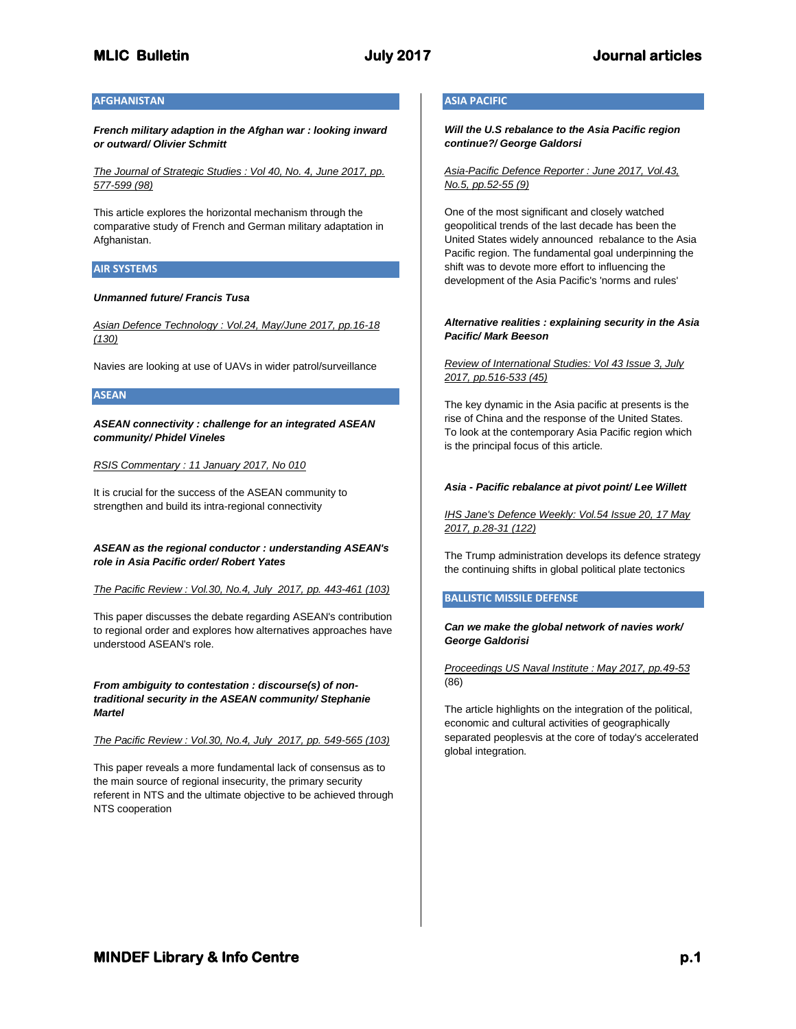## AFGHANISTAN

***French military adaption in the Afghan war : looking inward or outward/ Olivier Schmitt***

*The Journal of Strategic Studies : Vol 40, No. 4, June 2017, pp. 577-599 (98)*

This article explores the horizontal mechanism through the comparative study of French and German military adaptation in Afghanistan.

## AIR SYSTEMS

***Unmanned future/ Francis Tusa***

*Asian Defence Technology : Vol.24, May/June 2017, pp.16-18 (130)*

Navies are looking at use of UAVs in wider patrol/surveillance

## ASEAN

***ASEAN connectivity : challenge for an integrated ASEAN community/ Phidel Vineles***

*RSIS Commentary : 11 January 2017, No 010*

It is crucial for the success of the ASEAN community to strengthen and build its intra-regional connectivity

***ASEAN as the regional conductor : understanding ASEAN's role in Asia Pacific order/ Robert Yates***

*The Pacific Review : Vol.30, No.4, July 2017, pp. 443-461 (103)*

This paper discusses the debate regarding ASEAN's contribution to regional order and explores how alternatives approaches have understood ASEAN's role.

***From ambiguity to contestation : discourse(s) of non-traditional security in the ASEAN community/ Stephanie Martel***

*The Pacific Review : Vol.30, No.4, July 2017, pp. 549-565 (103)*

This paper reveals a more fundamental lack of consensus as to the main source of regional insecurity, the primary security referent in NTS and the ultimate objective to be achieved through NTS cooperation

## ASIA PACIFIC

***Will the U.S rebalance to the Asia Pacific region continue?/ George Galdorsi***

*Asia-Pacific Defence Reporter : June 2017, Vol.43, No.5, pp.52-55 (9)*

One of the most significant and closely watched geopolitical trends of the last decade has been the United States widely announced rebalance to the Asia Pacific region. The fundamental goal underpinning the shift was to devote more effort to influencing the development of the Asia Pacific's 'norms and rules'

***Alternative realities : explaining security in the Asia Pacific/ Mark Beeson***

*Review of International Studies: Vol 43 Issue 3, July 2017, pp.516-533 (45)*

The key dynamic in the Asia pacific at presents is the rise of China and the response of the United States. To look at the contemporary Asia Pacific region which is the principal focus of this article.

***Asia - Pacific rebalance at pivot point/ Lee Willett***

*IHS Jane's Defence Weekly: Vol.54 Issue 20, 17 May 2017, p.28-31 (122)*

The Trump administration develops its defence strategy the continuing shifts in global political plate tectonics

## BALLISTIC MISSILE DEFENSE

***Can we make the global network of navies work/ George Galdorisi***

*Proceedings US Naval Institute : May 2017, pp.49-53* (86)

The article highlights on the integration of the political, economic and cultural activities of geographically separated peoplesvis at the core of today's accelerated global integration.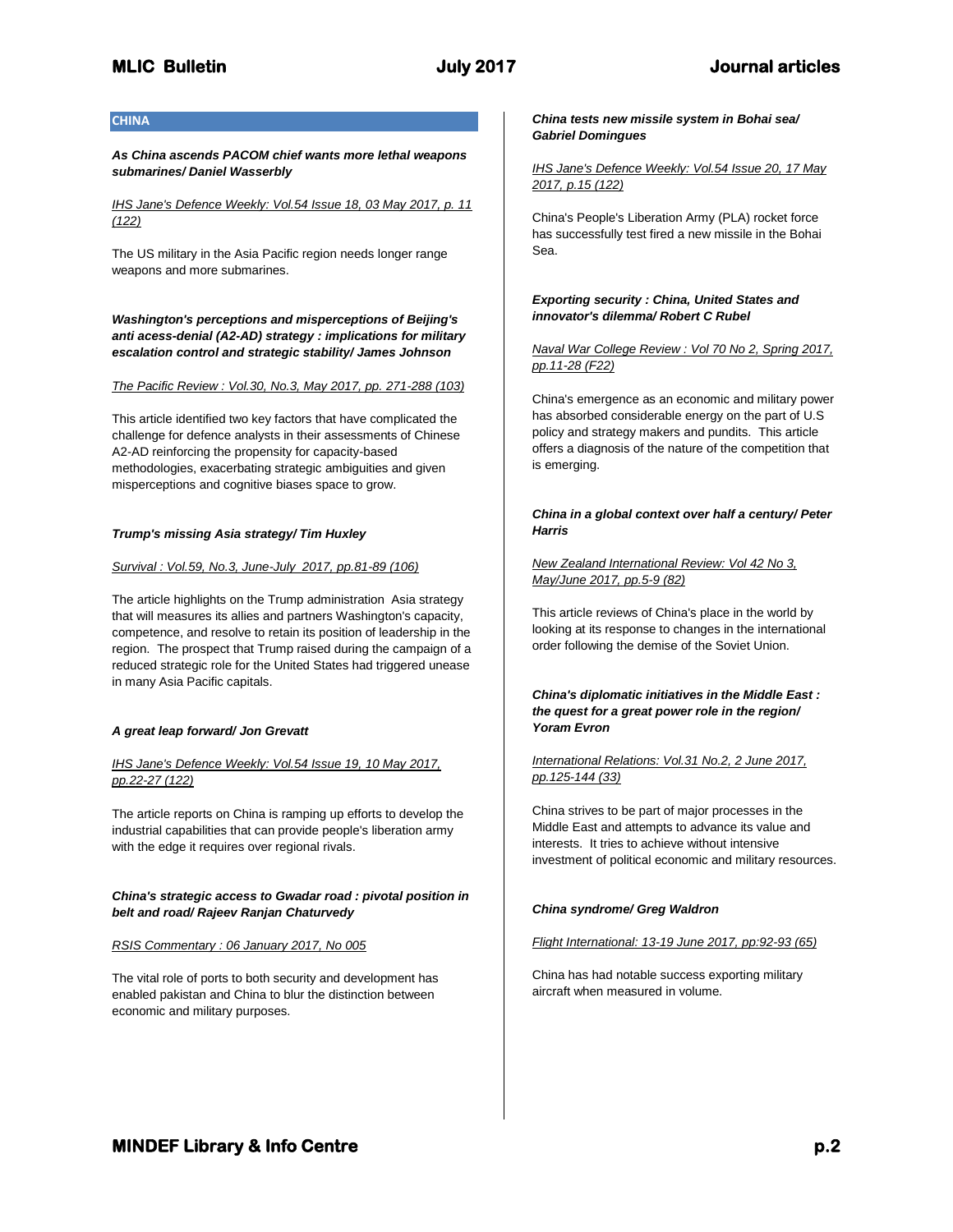## CHINA

***As China ascends PACOM chief wants more lethal weapons submarines/ Daniel Wasserbly***

*IHS Jane's Defence Weekly: Vol.54 Issue 18, 03 May 2017, p. 11 (122)*

The US military in the Asia Pacific region needs longer range weapons and more submarines.

***Washington's perceptions and misperceptions of Beijing's anti acess-denial (A2-AD) strategy : implications for military escalation control and strategic stability/ James Johnson***

*The Pacific Review : Vol.30, No.3, May 2017, pp. 271-288 (103)*

This article identified two key factors that have complicated the challenge for defence analysts in their assessments of Chinese A2-AD reinforcing the propensity for capacity-based methodologies, exacerbating strategic ambiguities and given misperceptions and cognitive biases space to grow.

***Trump's missing Asia strategy/ Tim Huxley***

*Survival : Vol.59, No.3, June-July 2017, pp.81-89 (106)*

The article highlights on the Trump administration Asia strategy that will measures its allies and partners Washington's capacity, competence, and resolve to retain its position of leadership in the region. The prospect that Trump raised during the campaign of a reduced strategic role for the United States had triggered unease in many Asia Pacific capitals.

***A great leap forward/ Jon Grevatt***

*IHS Jane's Defence Weekly: Vol.54 Issue 19, 10 May 2017, pp.22-27 (122)*

The article reports on China is ramping up efforts to develop the industrial capabilities that can provide people's liberation army with the edge it requires over regional rivals.

***China's strategic access to Gwadar road : pivotal position in belt and road/ Rajeev Ranjan Chaturvedy***

*RSIS Commentary : 06 January 2017, No 005*

The vital role of ports to both security and development has enabled pakistan and China to blur the distinction between economic and military purposes.

***China tests new missile system in Bohai sea/ Gabriel Domingues***

*IHS Jane's Defence Weekly: Vol.54 Issue 20, 17 May 2017, p.15 (122)*

China's People's Liberation Army (PLA) rocket force has successfully test fired a new missile in the Bohai Sea.

***Exporting security : China, United States and innovator's dilemma/ Robert C Rubel***

*Naval War College Review : Vol 70 No 2, Spring 2017, pp.11-28 (F22)*

China's emergence as an economic and military power has absorbed considerable energy on the part of U.S policy and strategy makers and pundits. This article offers a diagnosis of the nature of the competition that is emerging.

***China in a global context over half a century/ Peter Harris***

*New Zealand International Review: Vol 42 No 3, May/June 2017, pp.5-9 (82)*

This article reviews of China's place in the world by looking at its response to changes in the international order following the demise of the Soviet Union.

***China's diplomatic initiatives in the Middle East : the quest for a great power role in the region/ Yoram Evron***

*International Relations: Vol.31 No.2, 2 June 2017, pp.125-144 (33)*

China strives to be part of major processes in the Middle East and attempts to advance its value and interests. It tries to achieve without intensive investment of political economic and military resources.

***China syndrome/ Greg Waldron***

*Flight International: 13-19 June 2017, pp:92-93 (65)*

China has had notable success exporting military aircraft when measured in volume.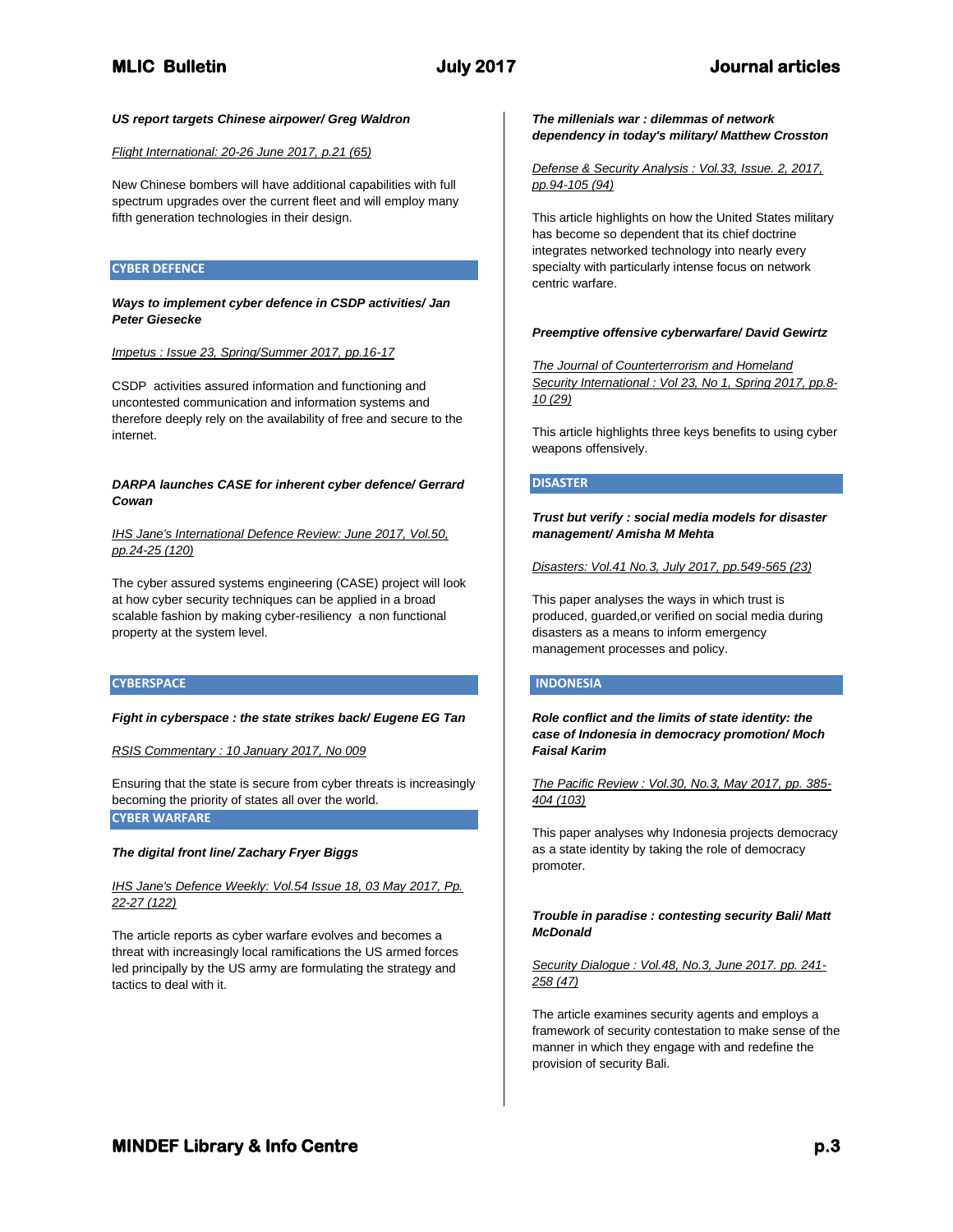***US report targets Chinese airpower/ Greg Waldron***

Flight International: 20-26 June 2017, p.21 (65)

New Chinese bombers will have additional capabilities with full spectrum upgrades over the current fleet and will employ many fifth generation technologies in their design.

## CYBER DEFENCE

***Ways to implement cyber defence in CSDP activities/ Jan Peter Giesecke***

Impetus : Issue 23, Spring/Summer 2017, pp.16-17

CSDP activities assured information and functioning and uncontested communication and information systems and therefore deeply rely on the availability of free and secure to the internet.

***DARPA launches CASE for inherent cyber defence/ Gerrard Cowan***

IHS Jane's International Defence Review: June 2017, Vol.50, pp.24-25 (120)

The cyber assured systems engineering (CASE) project will look at how cyber security techniques can be applied in a broad scalable fashion by making cyber-resiliency a non functional property at the system level.

## CYBERSPACE

***Fight in cyberspace : the state strikes back/ Eugene EG Tan***

RSIS Commentary : 10 January 2017, No 009

Ensuring that the state is secure from cyber threats is increasingly becoming the priority of states all over the world.

## CYBER WARFARE

***The digital front line/ Zachary Fryer Biggs***

IHS Jane's Defence Weekly: Vol.54 Issue 18, 03 May 2017, Pp. 22-27 (122)

The article reports as cyber warfare evolves and becomes a threat with increasingly local ramifications the US armed forces led principally by the US army are formulating the strategy and tactics to deal with it.

***The millenials war : dilemmas of network dependency in today's military/ Matthew Crosston***

Defense & Security Analysis : Vol.33, Issue. 2, 2017, pp.94-105 (94)

This article highlights on how the United States military has become so dependent that its chief doctrine integrates networked technology into nearly every specialty with particularly intense focus on network centric warfare.

***Preemptive offensive cyberwarfare/ David Gewirtz***

The Journal of Counterterrorism and Homeland Security International : Vol 23, No 1, Spring 2017, pp.8-10 (29)

This article highlights three keys benefits to using cyber weapons offensively.

## DISASTER

***Trust but verify : social media models for disaster management/ Amisha M Mehta***

Disasters: Vol.41 No.3, July 2017, pp.549-565 (23)

This paper analyses the ways in which trust is produced, guarded,or verified on social media during disasters as a means to inform emergency management processes and policy.

## INDONESIA

***Role conflict and the limits of state identity: the case of Indonesia in democracy promotion/ Moch Faisal Karim***

The Pacific Review : Vol.30, No.3, May 2017, pp. 385-404 (103)

This paper analyses why Indonesia projects democracy as a state identity by taking the role of democracy promoter.

***Trouble in paradise : contesting security Bali/ Matt McDonald***

Security Dialogue : Vol.48, No.3, June 2017. pp. 241-258 (47)

The article examines security agents and employs a framework of security contestation to make sense of the manner in which they engage with and redefine the provision of security Bali.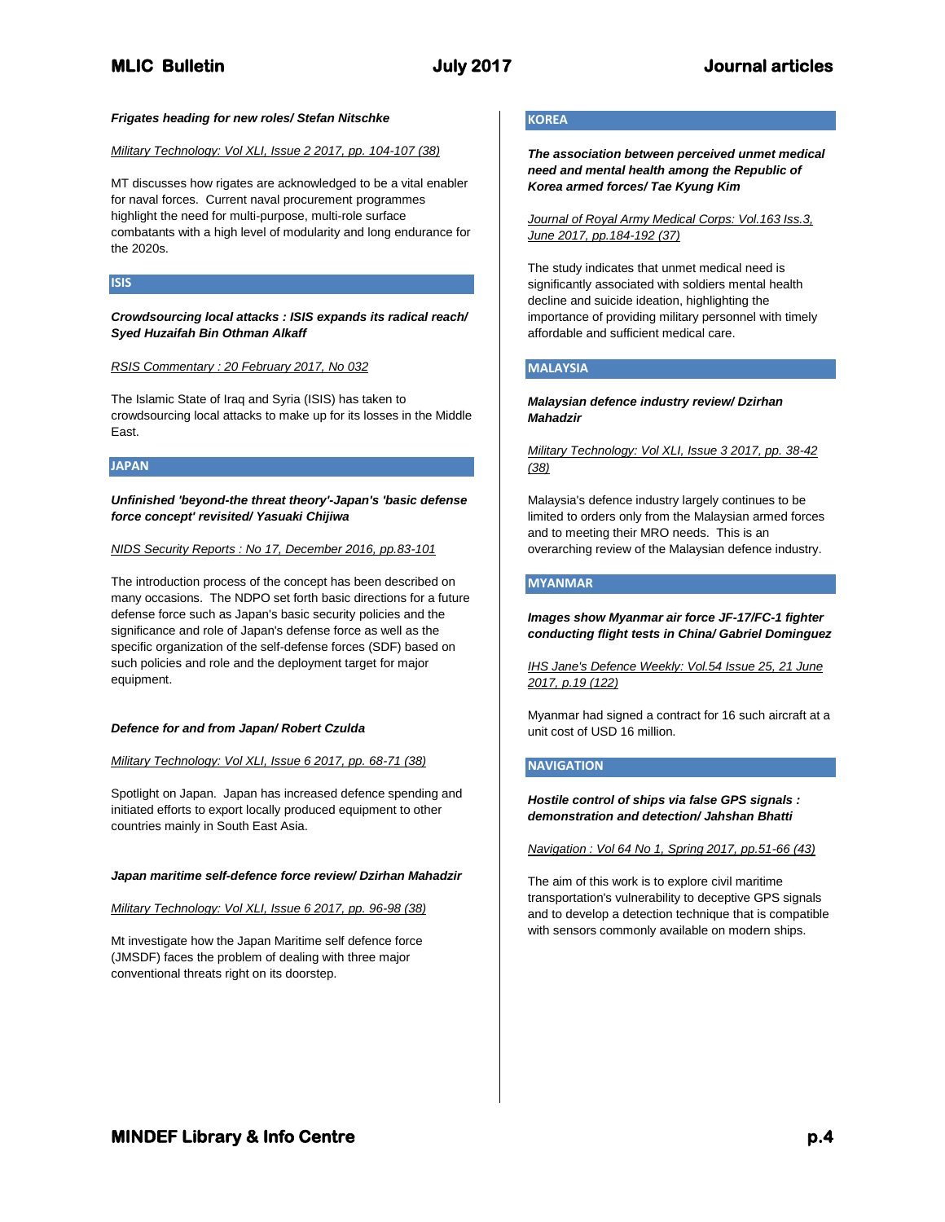***Frigates heading for new roles/ Stefan Nitschke***

Military Technology: Vol XLI, Issue 2 2017, pp. 104-107 (38)

MT discusses how rigates are acknowledged to be a vital enabler for naval forces. Current naval procurement programmes highlight the need for multi-purpose, multi-role surface combatants with a high level of modularity and long endurance for the 2020s.

## ISIS

***Crowdsourcing local attacks : ISIS expands its radical reach/ Syed Huzaifah Bin Othman Alkaff***

RSIS Commentary : 20 February 2017, No 032

The Islamic State of Iraq and Syria (ISIS) has taken to crowdsourcing local attacks to make up for its losses in the Middle East.

## JAPAN

***Unfinished 'beyond-the threat theory'-Japan's 'basic defense force concept' revisited/ Yasuaki Chijiwa***

NIDS Security Reports : No 17, December 2016, pp.83-101

The introduction process of the concept has been described on many occasions. The NDPO set forth basic directions for a future defense force such as Japan's basic security policies and the significance and role of Japan's defense force as well as the specific organization of the self-defense forces (SDF) based on such policies and role and the deployment target for major equipment.

***Defence for and from Japan/ Robert Czulda***

Military Technology: Vol XLI, Issue 6 2017, pp. 68-71 (38)

Spotlight on Japan. Japan has increased defence spending and initiated efforts to export locally produced equipment to other countries mainly in South East Asia.

***Japan maritime self-defence force review/ Dzirhan Mahadzir***

Military Technology: Vol XLI, Issue 6 2017, pp. 96-98 (38)

Mt investigate how the Japan Maritime self defence force (JMSDF) faces the problem of dealing with three major conventional threats right on its doorstep.

## KOREA

***The association between perceived unmet medical need and mental health among the Republic of Korea armed forces/ Tae Kyung Kim***

Journal of Royal Army Medical Corps: Vol.163 Iss.3, June 2017, pp.184-192 (37)

The study indicates that unmet medical need is significantly associated with soldiers mental health decline and suicide ideation, highlighting the importance of providing military personnel with timely affordable and sufficient medical care.

## MALAYSIA

***Malaysian defence industry review/ Dzirhan Mahadzir***

Military Technology: Vol XLI, Issue 3 2017, pp. 38-42 (38)

Malaysia's defence industry largely continues to be limited to orders only from the Malaysian armed forces and to meeting their MRO needs. This is an overarching review of the Malaysian defence industry.

## MYANMAR

***Images show Myanmar air force JF-17/FC-1 fighter conducting flight tests in China/ Gabriel Dominguez***

IHS Jane's Defence Weekly: Vol.54 Issue 25, 21 June 2017, p.19 (122)

Myanmar had signed a contract for 16 such aircraft at a unit cost of USD 16 million.

## NAVIGATION

***Hostile control of ships via false GPS signals : demonstration and detection/ Jahshan Bhatti***

Navigation : Vol 64 No 1, Spring 2017, pp.51-66 (43)

The aim of this work is to explore civil maritime transportation's vulnerability to deceptive GPS signals and to develop a detection technique that is compatible with sensors commonly available on modern ships.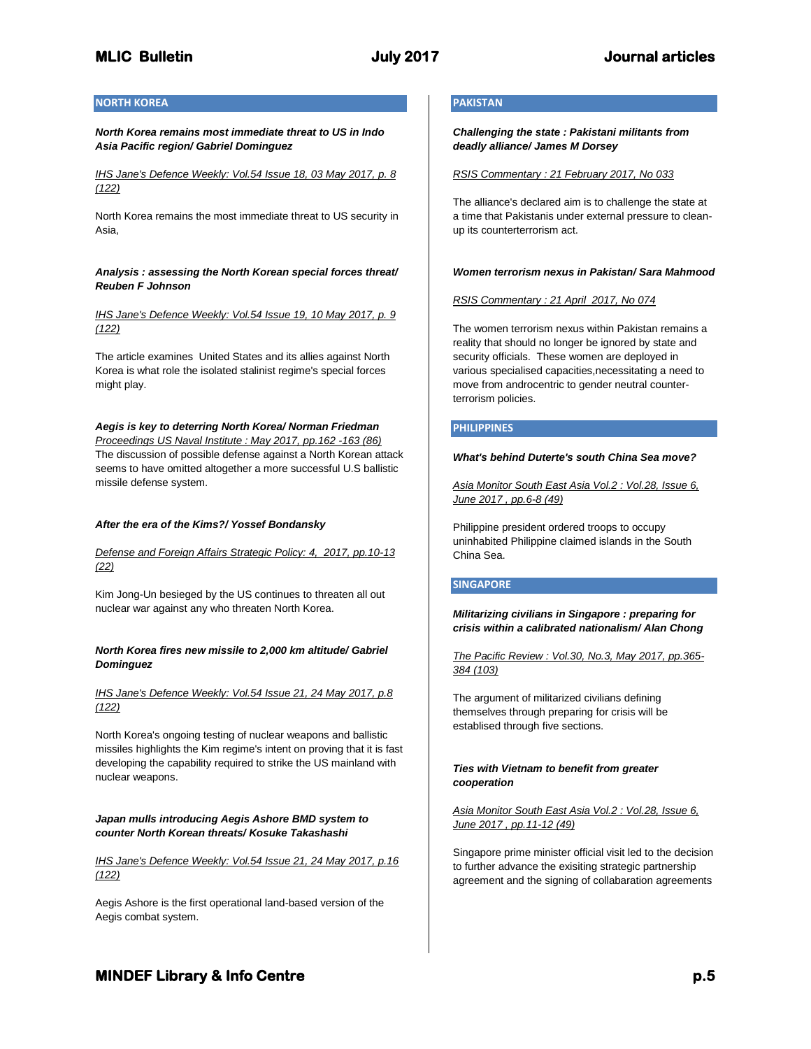## NORTH KOREA

***North Korea remains most immediate threat to US in Indo Asia Pacific region/ Gabriel Dominguez***

*IHS Jane's Defence Weekly: Vol.54 Issue 18, 03 May 2017, p. 8 (122)*

North Korea remains the most immediate threat to US security in Asia,

***Analysis : assessing the North Korean special forces threat/ Reuben F Johnson***

*IHS Jane's Defence Weekly: Vol.54 Issue 19, 10 May 2017, p. 9 (122)*

The article examines United States and its allies against North Korea is what role the isolated stalinist regime's special forces might play.

***Aegis is key to deterring North Korea/ Norman Friedman***

*Proceedings US Naval Institute : May 2017, pp.162 -163 (86)*

The discussion of possible defense against a North Korean attack seems to have omitted altogether a more successful U.S ballistic missile defense system.

***After the era of the Kims?/ Yossef Bondansky***

*Defense and Foreign Affairs Strategic Policy: 4, 2017, pp.10-13 (22)*

Kim Jong-Un besieged by the US continues to threaten all out nuclear war against any who threaten North Korea.

***North Korea fires new missile to 2,000 km altitude/ Gabriel Dominguez***

*IHS Jane's Defence Weekly: Vol.54 Issue 21, 24 May 2017, p.8 (122)*

North Korea's ongoing testing of nuclear weapons and ballistic missiles highlights the Kim regime's intent on proving that it is fast developing the capability required to strike the US mainland with nuclear weapons.

***Japan mulls introducing Aegis Ashore BMD system to counter North Korean threats/ Kosuke Takashashi***

*IHS Jane's Defence Weekly: Vol.54 Issue 21, 24 May 2017, p.16 (122)*

Aegis Ashore is the first operational land-based version of the Aegis combat system.

## PAKISTAN

***Challenging the state : Pakistani militants from deadly alliance/ James M Dorsey***

*RSIS Commentary : 21 February 2017, No 033*

The alliance's declared aim is to challenge the state at a time that Pakistanis under external pressure to clean-up its counterterrorism act.

***Women terrorism nexus in Pakistan/ Sara Mahmood***

*RSIS Commentary : 21 April 2017, No 074*

The women terrorism nexus within Pakistan remains a reality that should no longer be ignored by state and security officials. These women are deployed in various specialised capacities,necessitating a need to move from androcentric to gender neutral counter-terrorism policies.

## PHILIPPINES

***What's behind Duterte's south China Sea move?***

*Asia Monitor South East Asia Vol.2 : Vol.28, Issue 6, June 2017 , pp.6-8 (49)*

Philippine president ordered troops to occupy uninhabited Philippine claimed islands in the South China Sea.

## SINGAPORE

***Militarizing civilians in Singapore : preparing for crisis within a calibrated nationalism/ Alan Chong***

*The Pacific Review : Vol.30, No.3, May 2017, pp.365-384 (103)*

The argument of militarized civilians defining themselves through preparing for crisis will be establised through five sections.

***Ties with Vietnam to benefit from greater cooperation***

*Asia Monitor South East Asia Vol.2 : Vol.28, Issue 6, June 2017 , pp.11-12 (49)*

Singapore prime minister official visit led to the decision to further advance the exisiting strategic partnership agreement and the signing of collabaration agreements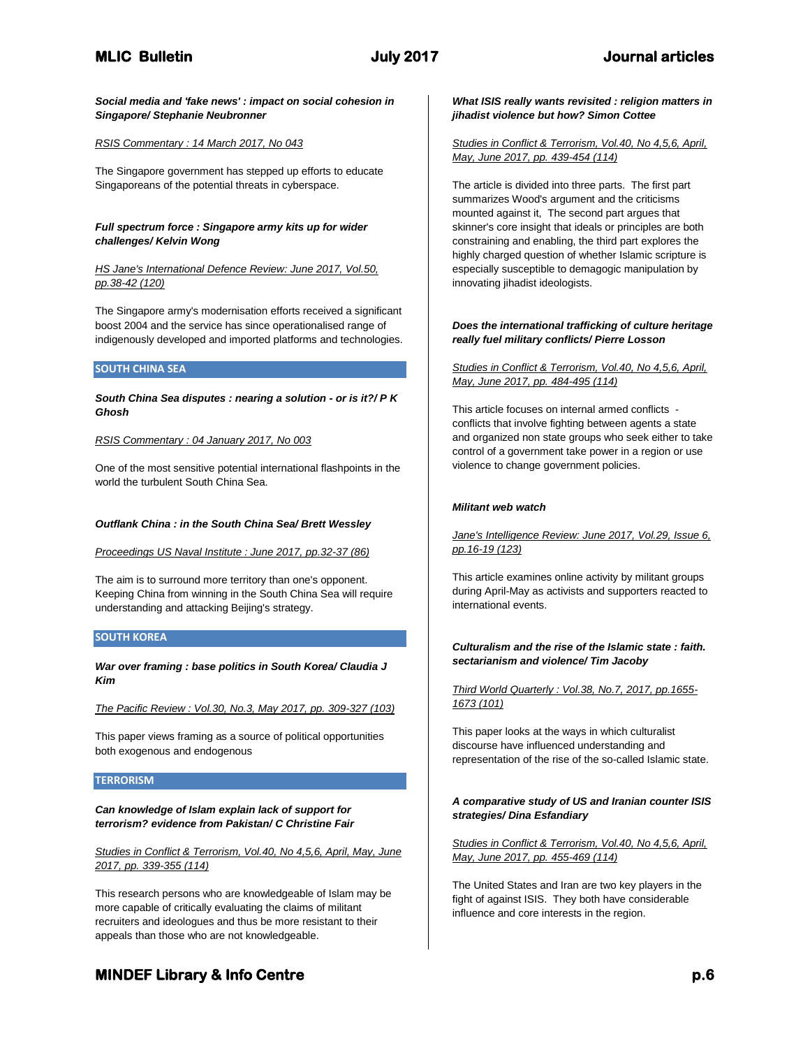***Social media and 'fake news' : impact on social cohesion in Singapore/ Stephanie Neubronner***

RSIS Commentary : 14 March 2017, No 043

The Singapore government has stepped up efforts to educate Singaporeans of the potential threats in cyberspace.

***Full spectrum force : Singapore army kits up for wider challenges/ Kelvin Wong***

HS Jane's International Defence Review: June 2017, Vol.50, pp.38-42 (120)

The Singapore army's modernisation efforts received a significant boost 2004 and the service has since operationalised range of indigenously developed and imported platforms and technologies.

## SOUTH CHINA SEA

***South China Sea disputes : nearing a solution - or is it?/ P K Ghosh***

RSIS Commentary : 04 January 2017, No 003

One of the most sensitive potential international flashpoints in the world the turbulent South China Sea.

***Outflank China : in the South China Sea/ Brett Wessley***

Proceedings US Naval Institute : June 2017, pp.32-37 (86)

The aim is to surround more territory than one's opponent. Keeping China from winning in the South China Sea will require understanding and attacking Beijing's strategy.

## SOUTH KOREA

***War over framing : base politics in South Korea/ Claudia J Kim***

The Pacific Review : Vol.30, No.3, May 2017, pp. 309-327 (103)

This paper views framing as a source of political opportunities both exogenous and endogenous

## TERRORISM

***Can knowledge of Islam explain lack of support for terrorism? evidence from Pakistan/ C Christine Fair***

Studies in Conflict & Terrorism, Vol.40, No 4,5,6, April, May, June 2017, pp. 339-355 (114)

This research persons who are knowledgeable of Islam may be more capable of critically evaluating the claims of militant recruiters and ideologues and thus be more resistant to their appeals than those who are not knowledgeable.

***What ISIS really wants revisited : religion matters in jihadist violence but how? Simon Cottee***

Studies in Conflict & Terrorism, Vol.40, No 4,5,6, April, May, June 2017, pp. 439-454 (114)

The article is divided into three parts. The first part summarizes Wood's argument and the criticisms mounted against it, The second part argues that skinner's core insight that ideals or principles are both constraining and enabling, the third part explores the highly charged question of whether Islamic scripture is especially susceptible to demagogic manipulation by innovating jihadist ideologists.

***Does the international trafficking of culture heritage really fuel military conflicts/ Pierre Losson***

Studies in Conflict & Terrorism, Vol.40, No 4,5,6, April, May, June 2017, pp. 484-495 (114)

This article focuses on internal armed conflicts - conflicts that involve fighting between agents a state and organized non state groups who seek either to take control of a government take power in a region or use violence to change government policies.

***Militant web watch***

Jane's Intelligence Review: June 2017, Vol.29, Issue 6, pp.16-19 (123)

This article examines online activity by militant groups during April-May as activists and supporters reacted to international events.

***Culturalism and the rise of the Islamic state : faith. sectarianism and violence/ Tim Jacoby***

Third World Quarterly : Vol.38, No.7, 2017, pp.1655-1673 (101)

This paper looks at the ways in which culturalist discourse have influenced understanding and representation of the rise of the so-called Islamic state.

***A comparative study of US and Iranian counter ISIS strategies/ Dina Esfandiary***

Studies in Conflict & Terrorism, Vol.40, No 4,5,6, April, May, June 2017, pp. 455-469 (114)

The United States and Iran are two key players in the fight of against ISIS. They both have considerable influence and core interests in the region.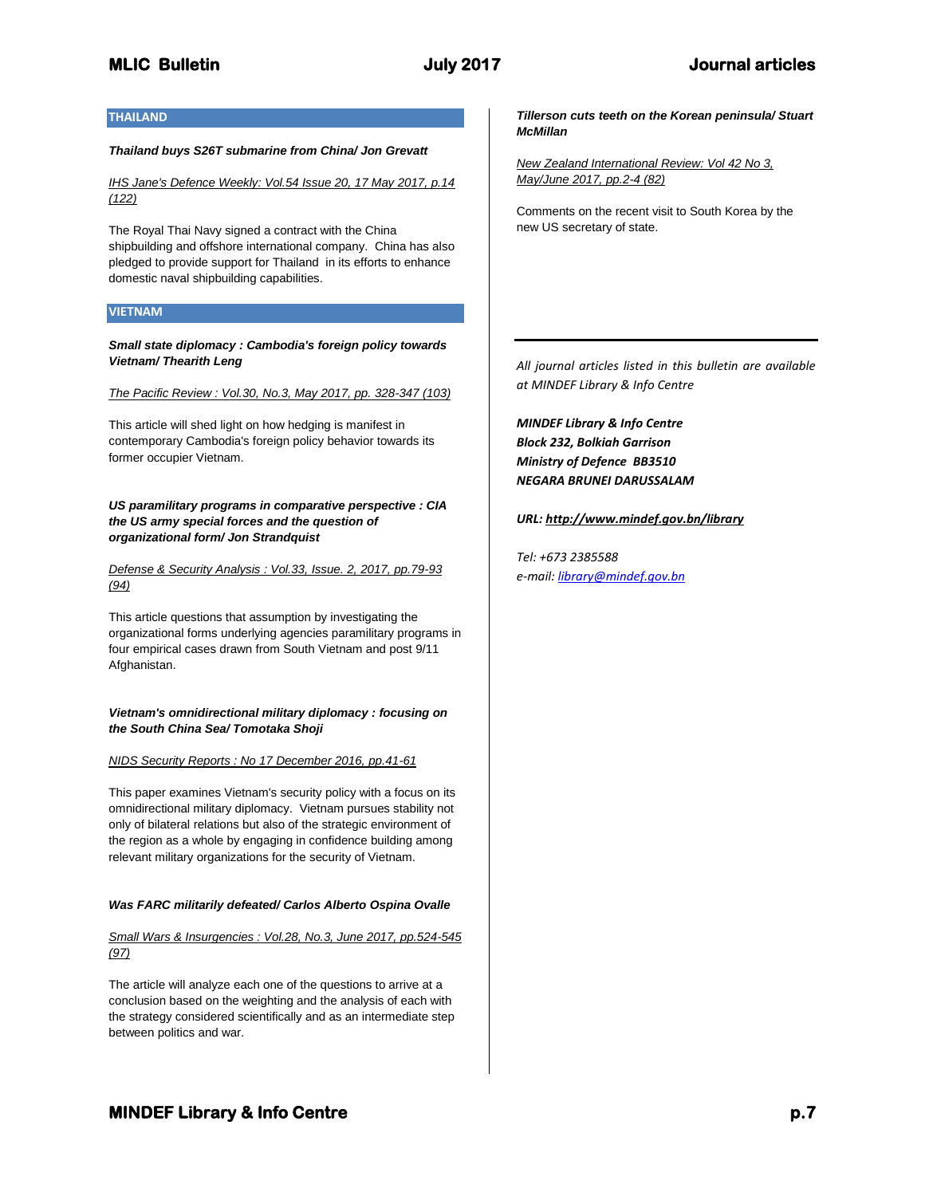## THAILAND

***Thailand buys S26T submarine from China/ Jon Grevatt***

*IHS Jane's Defence Weekly: Vol.54 Issue 20, 17 May 2017, p.14 (122)*

The Royal Thai Navy signed a contract with the China shipbuilding and offshore international company. China has also pledged to provide support for Thailand in its efforts to enhance domestic naval shipbuilding capabilities.

## VIETNAM

***Small state diplomacy : Cambodia's foreign policy towards Vietnam/ Thearith Leng***

*The Pacific Review : Vol.30, No.3, May 2017, pp. 328-347 (103)*

This article will shed light on how hedging is manifest in contemporary Cambodia's foreign policy behavior towards its former occupier Vietnam.

***US paramilitary programs in comparative perspective : CIA the US army special forces and the question of organizational form/ Jon Strandquist***

*Defense & Security Analysis : Vol.33, Issue. 2, 2017, pp.79-93 (94)*

This article questions that assumption by investigating the organizational forms underlying agencies paramilitary programs in four empirical cases drawn from South Vietnam and post 9/11 Afghanistan.

***Vietnam's omnidirectional military diplomacy : focusing on the South China Sea/ Tomotaka Shoji***

*NIDS Security Reports : No 17 December 2016, pp.41-61*

This paper examines Vietnam's security policy with a focus on its omnidirectional military diplomacy. Vietnam pursues stability not only of bilateral relations but also of the strategic environment of the region as a whole by engaging in confidence building among relevant military organizations for the security of Vietnam.

***Was FARC militarily defeated/ Carlos Alberto Ospina Ovalle***

*Small Wars & Insurgencies : Vol.28, No.3, June 2017, pp.524-545 (97)*

The article will analyze each one of the questions to arrive at a conclusion based on the weighting and the analysis of each with the strategy considered scientifically and as an intermediate step between politics and war.

***Tillerson cuts teeth on the Korean peninsula/ Stuart McMillan***

*New Zealand International Review: Vol 42 No 3, May/June 2017, pp.2-4 (82)*

Comments on the recent visit to South Korea by the new US secretary of state.

---

*All journal articles listed in this bulletin are available at MINDEF Library & Info Centre*

***MINDEF Library & Info Centre***
***Block 232, Bolkiah Garrison***
***Ministry of Defence BB3510***
***NEGARA BRUNEI DARUSSALAM***

***URL: http://www.mindef.gov.bn/library***

*Tel: +673 2385588*
*e-mail: library@mindef.gov.bn*